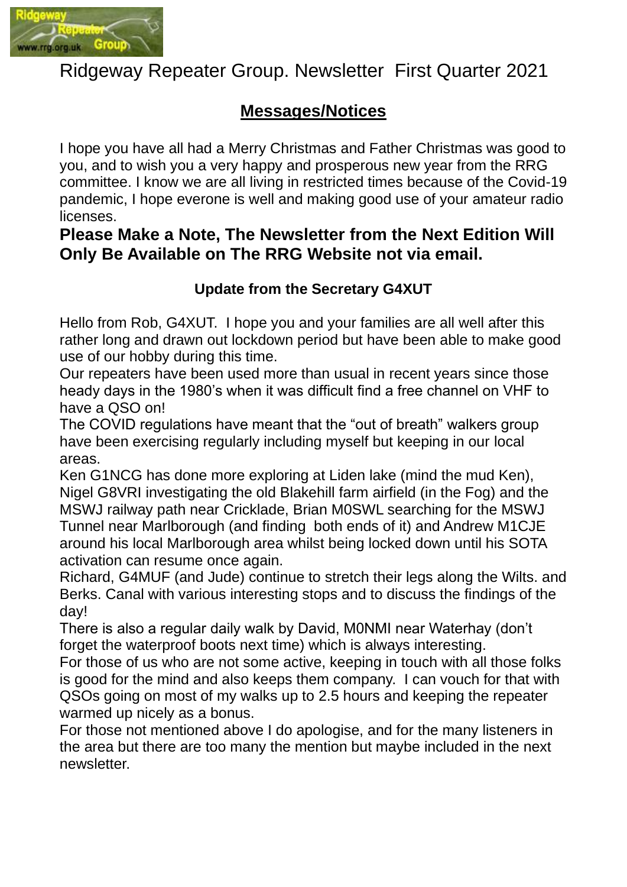# Ridgeway Repeater Group. Newsletter First Quarter 2021

## Messages/Notices

I hope you have all had a Merry Christmas and Father Christmas was good to you, and to wish you a very happy and prosperous new year from the RRG committee. I know we are all living in restricted times because of the Covid-19 pandemic, I hope everone is well and making good use of your amateur radio licenses.

**Please Make a Note, The Newsletter from the Next Edition Will Only Be Available on The RRG Website not via email.**

### Update from the Secretary G4XUT

Hello from Rob, G4XUT. I hope you and your families are all well after this rather long and drawn out lockdown period but have been able to make good use of our hobby during this time.

Our repeaters have been used more than usual in recent years since those heady days in the 1980's when it was difficult find a free channel on VHF to have a QSO on!

The COVID regulations have meant that the "out of breath" walkers group have been exercising regularly including myself but keeping in our local areas.

Ken G1NCG has done more exploring at Liden lake (mind the mud Ken), Nigel G8VRI investigating the old Blakehill farm airfield (in the Fog) and the MSWJ railway path near Cricklade, Brian M0SWL searching for the MSWJ Tunnel near Marlborough (and finding both ends of it) and Andrew M1CJE around his local Marlborough area whilst being locked down until his SOTA activation can resume once again.

Richard, G4MUF (and Jude) continue to stretch their legs along the Wilts. and Berks. Canal with various interesting stops and to discuss the findings of the day!

There is also a regular daily walk by David, M0NMI near Waterhay (don't forget the waterproof boots next time) which is always interesting.

For those of us who are not some active, keeping in touch with all those folks is good for the mind and also keeps them company. I can vouch for that with QSOs going on most of my walks up to 2.5 hours and keeping the repeater warmed up nicely as a bonus.

For those not mentioned above I do apologise, and for the many listeners in the area but there are too many the mention but maybe included in the next newsletter.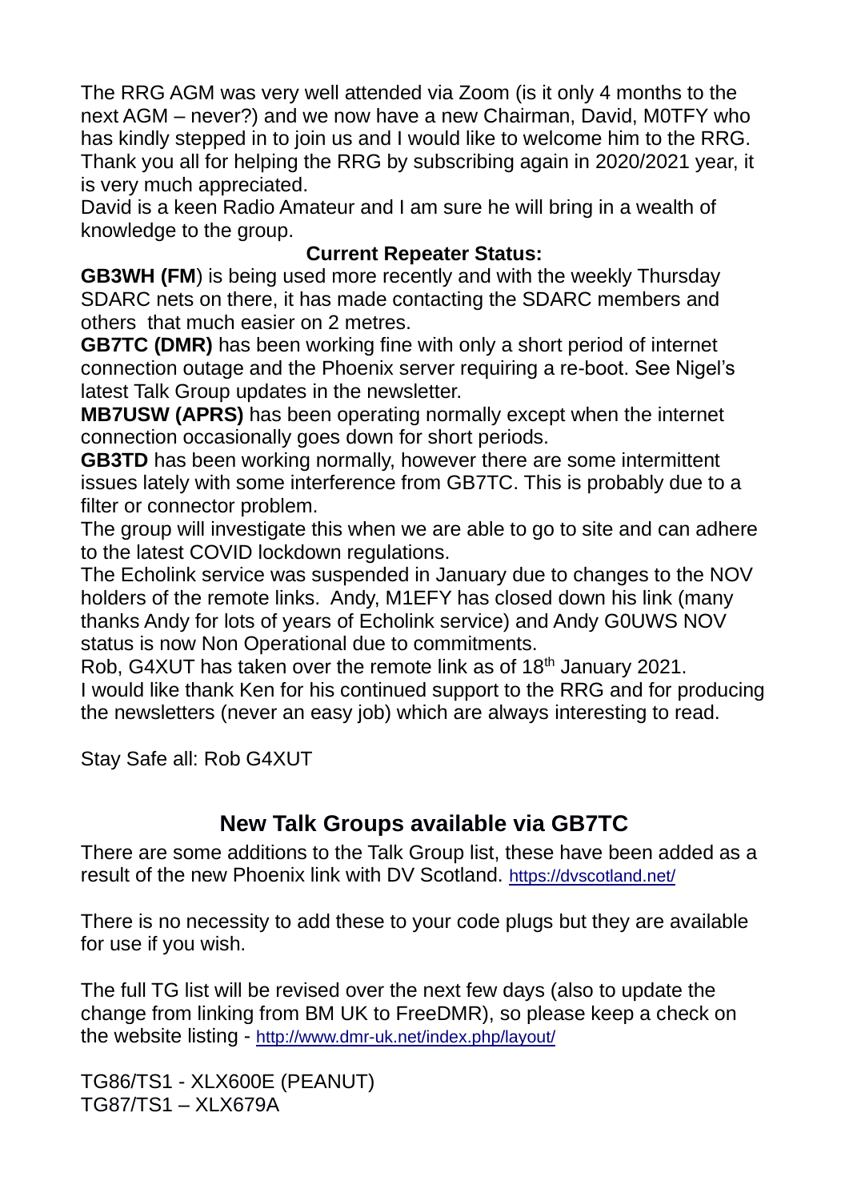The RRG AGM was very well attended via Zoom (is it only 4 months to the next AGM – never?) and we now have a new Chairman, David, M0TFY who has kindly stepped in to join us and I would like to welcome him to the RRG. Thank you all for helping the RRG by subscribing again in 2020/2021 year, it is very much appreciated.

David is a keen Radio Amateur and I am sure he will bring in a wealth of knowledge to the group.

**Current Repeater Status:**

**GB3WH (FM**) is being used more recently and with the weekly Thursday SDARC nets on there, it has made contacting the SDARC members and others that much easier on 2 metres.

**GB7TC (DMR)** has been working fine with only a short period of internet connection outage and the Phoenix server requiring a re-boot. See Nigel's latest Talk Group updates in the newsletter.

**MB7USW (APRS)** has been operating normally except when the internet connection occasionally goes down for short periods.

**GB3TD** has been working normally, however there are some intermittent issues lately with some interference from GB7TC. This is probably due to a filter or connector problem.

The group will investigate this when we are able to go to site and can adhere to the latest COVID lockdown regulations.

The Echolink service was suspended in January due to changes to the NOV holders of the remote links. Andy, M1EFY has closed down his link (many thanks Andy for lots of years of Echolink service) and Andy G0UWS NOV status is now Non Operational due to commitments.

Rob, G4XUT has taken over the remote link as of 18th January 2021.

I would like thank Ken for his continued support to the RRG and for producing the newsletters (never an easy job) which are always interesting to read.

Stay Safe all: Rob G4XUT

## New Talk Groups available via GB7TC

There are some additions to the Talk Group list, these have been added as a result of the new Phoenix link with DV Scotland. https://dvscotland.net/

There is no necessity to add these to your code plugs but they are available for use if you wish.

The full TG list will be revised over the next few days (also to update the change from linking from BM UK to FreeDMR), so please keep a check on the website listing - http://www.dmr-uk.net/index.php/layout/

TG86/TS1 - XLX600E (PEANUT)
TG87/TS1 – XLX679A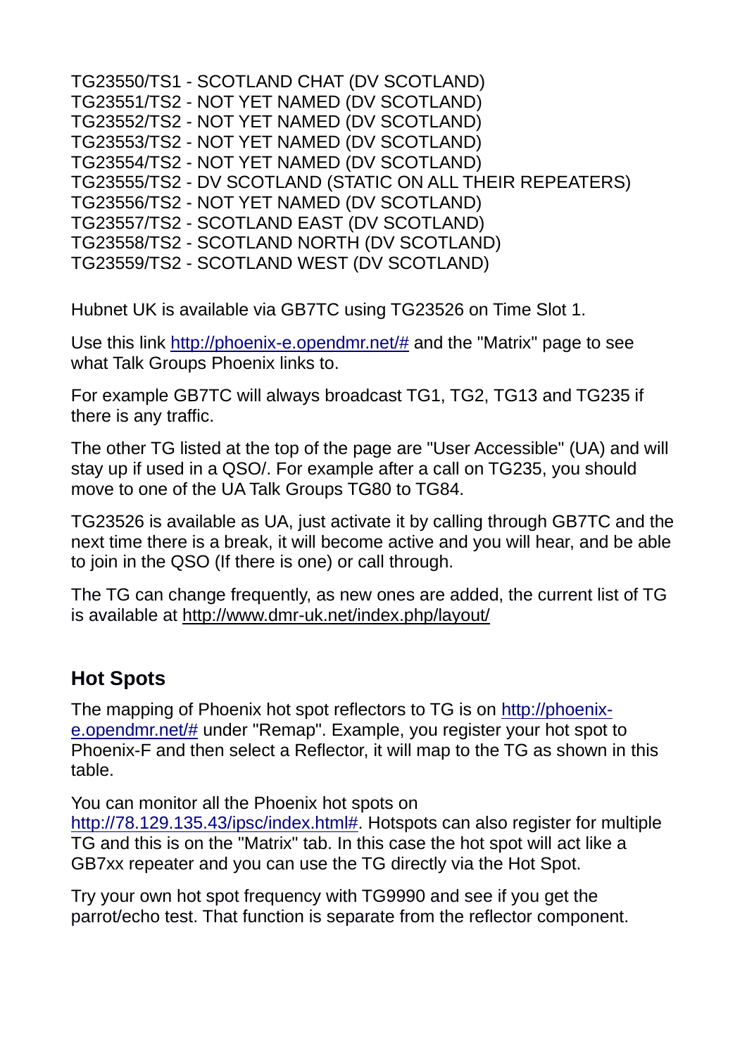TG23550/TS1 - SCOTLAND CHAT (DV SCOTLAND)
TG23551/TS2 - NOT YET NAMED (DV SCOTLAND)
TG23552/TS2 - NOT YET NAMED (DV SCOTLAND)
TG23553/TS2 - NOT YET NAMED (DV SCOTLAND)
TG23554/TS2 - NOT YET NAMED (DV SCOTLAND)
TG23555/TS2 - DV SCOTLAND (STATIC ON ALL THEIR REPEATERS)
TG23556/TS2 - NOT YET NAMED (DV SCOTLAND)
TG23557/TS2 - SCOTLAND EAST (DV SCOTLAND)
TG23558/TS2 - SCOTLAND NORTH (DV SCOTLAND)
TG23559/TS2 - SCOTLAND WEST (DV SCOTLAND)

Hubnet UK is available via GB7TC using TG23526 on Time Slot 1.

Use this link http://phoenix-e.opendmr.net/# and the "Matrix" page to see what Talk Groups Phoenix links to.

For example GB7TC will always broadcast TG1, TG2, TG13 and TG235 if there is any traffic.

The other TG listed at the top of the page are "User Accessible" (UA) and will stay up if used in a QSO/. For example after a call on TG235, you should move to one of the UA Talk Groups TG80 to TG84.

TG23526 is available as UA, just activate it by calling through GB7TC and the next time there is a break, it will become active and you will hear, and be able to join in the QSO (If there is one) or call through.

The TG can change frequently, as new ones are added, the current list of TG is available at http://www.dmr-uk.net/index.php/layout/

## Hot Spots

The mapping of Phoenix hot spot reflectors to TG is on http://phoenix-e.opendmr.net/# under "Remap". Example, you register your hot spot to Phoenix-F and then select a Reflector, it will map to the TG as shown in this table.

You can monitor all the Phoenix hot spots on http://78.129.135.43/ipsc/index.html#. Hotspots can also register for multiple TG and this is on the "Matrix" tab. In this case the hot spot will act like a GB7xx repeater and you can use the TG directly via the Hot Spot.

Try your own hot spot frequency with TG9990 and see if you get the parrot/echo test. That function is separate from the reflector component.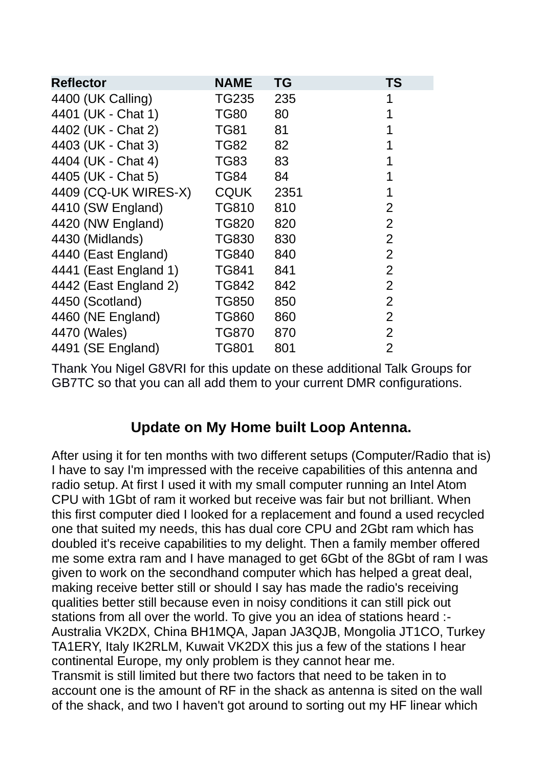| Reflector | NAME | TG | TS |
|---|---|---|---|
| 4400 (UK Calling) | TG235 | 235 | 1 |
| 4401 (UK - Chat 1) | TG80 | 80 | 1 |
| 4402 (UK - Chat 2) | TG81 | 81 | 1 |
| 4403 (UK - Chat 3) | TG82 | 82 | 1 |
| 4404 (UK - Chat 4) | TG83 | 83 | 1 |
| 4405 (UK - Chat 5) | TG84 | 84 | 1 |
| 4409 (CQ-UK WIRES-X) | CQUK | 2351 | 1 |
| 4410 (SW England) | TG810 | 810 | 2 |
| 4420 (NW England) | TG820 | 820 | 2 |
| 4430 (Midlands) | TG830 | 830 | 2 |
| 4440 (East England) | TG840 | 840 | 2 |
| 4441 (East England 1) | TG841 | 841 | 2 |
| 4442 (East England 2) | TG842 | 842 | 2 |
| 4450 (Scotland) | TG850 | 850 | 2 |
| 4460 (NE England) | TG860 | 860 | 2 |
| 4470 (Wales) | TG870 | 870 | 2 |
| 4491 (SE England) | TG801 | 801 | 2 |

Thank You Nigel G8VRI for this update on these additional Talk Groups for GB7TC so that you can all add them to your current DMR configurations.

## Update on My Home built Loop Antenna.

After using it for ten months with two different setups (Computer/Radio that is) I have to say I'm impressed with the receive capabilities of this antenna and radio setup. At first I used it with my small computer running an Intel Atom CPU with 1Gbt of ram it worked but receive was fair but not brilliant. When this first computer died I looked for a replacement and found a used recycled one that suited my needs, this has dual core CPU and 2Gbt ram which has doubled it's receive capabilities to my delight. Then a family member offered me some extra ram and I have managed to get 6Gbt of the 8Gbt of ram I was given to work on the secondhand computer which has helped a great deal, making receive better still or should I say has made the radio's receiving qualities better still because even in noisy conditions it can still pick out stations from all over the world. To give you an idea of stations heard :- Australia VK2DX, China BH1MQA, Japan JA3QJB, Mongolia JT1CO, Turkey TA1ERY, Italy IK2RLM, Kuwait VK2DX this jus a few of the stations I hear continental Europe, my only problem is they cannot hear me.
Transmit is still limited but there two factors that need to be taken in to account one is the amount of RF in the shack as antenna is sited on the wall of the shack, and two I haven't got around to sorting out my HF linear which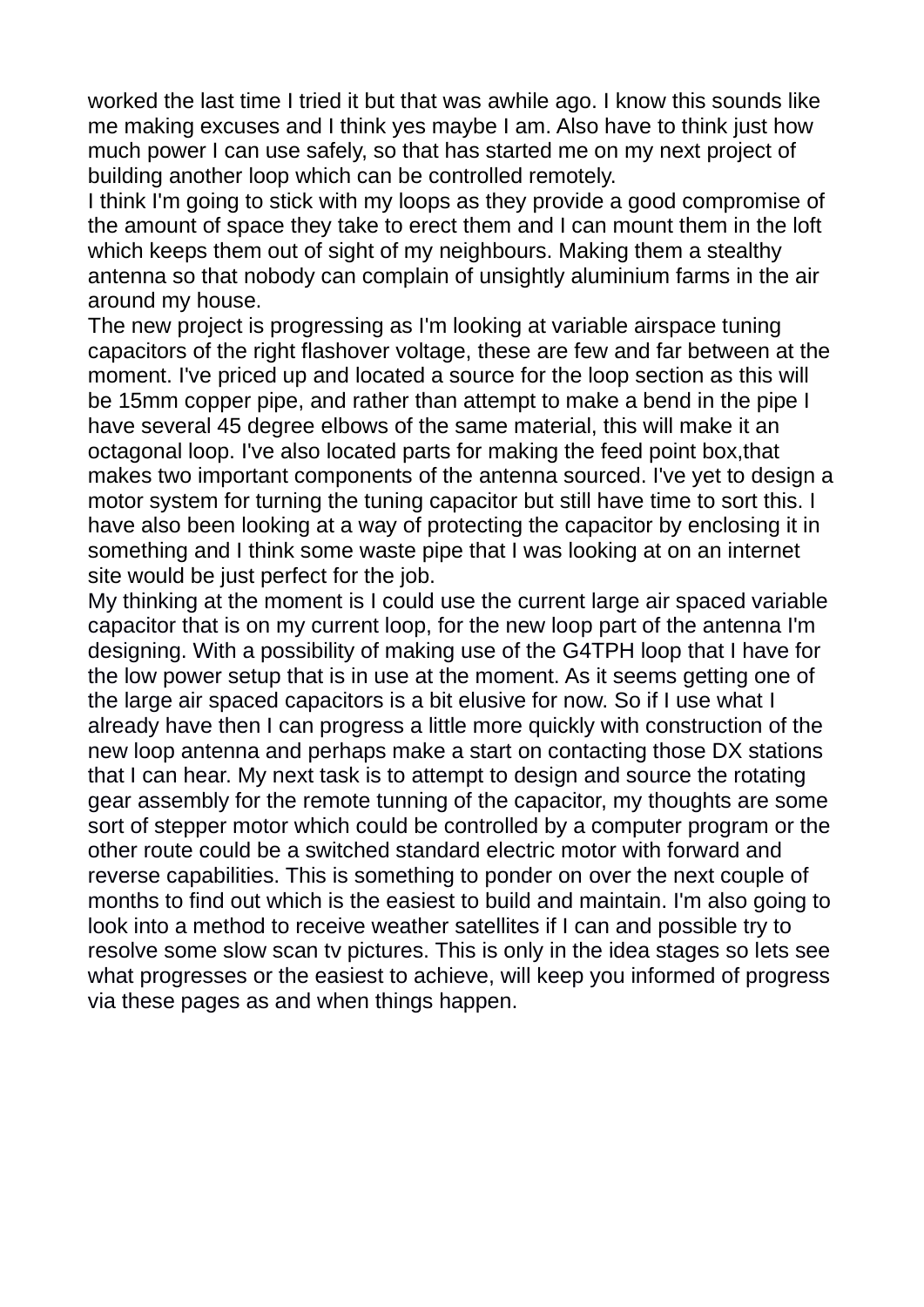worked the last time I tried it but that was awhile ago. I know this sounds like me making excuses and I think yes maybe I am. Also have to think just how much power I can use safely, so that has started me on my next project of building another loop which can be controlled remotely.

I think I'm going to stick with my loops as they provide a good compromise of the amount of space they take to erect them and I can mount them in the loft which keeps them out of sight of my neighbours. Making them a stealthy antenna so that nobody can complain of unsightly aluminium farms in the air around my house.

The new project is progressing as I'm looking at variable airspace tuning capacitors of the right flashover voltage, these are few and far between at the moment. I've priced up and located a source for the loop section as this will be 15mm copper pipe, and rather than attempt to make a bend in the pipe I have several 45 degree elbows of the same material, this will make it an octagonal loop. I've also located parts for making the feed point box,that makes two important components of the antenna sourced. I've yet to design a motor system for turning the tuning capacitor but still have time to sort this. I have also been looking at a way of protecting the capacitor by enclosing it in something and I think some waste pipe that I was looking at on an internet site would be just perfect for the job.

My thinking at the moment is I could use the current large air spaced variable capacitor that is on my current loop, for the new loop part of the antenna I'm designing. With a possibility of making use of the G4TPH loop that I have for the low power setup that is in use at the moment. As it seems getting one of the large air spaced capacitors is a bit elusive for now. So if I use what I already have then I can progress a little more quickly with construction of the new loop antenna and perhaps make a start on contacting those DX stations that I can hear. My next task is to attempt to design and source the rotating gear assembly for the remote tunning of the capacitor, my thoughts are some sort of stepper motor which could be controlled by a computer program or the other route could be a switched standard electric motor with forward and reverse capabilities. This is something to ponder on over the next couple of months to find out which is the easiest to build and maintain. I'm also going to look into a method to receive weather satellites if I can and possible try to resolve some slow scan tv pictures. This is only in the idea stages so lets see what progresses or the easiest to achieve, will keep you informed of progress via these pages as and when things happen.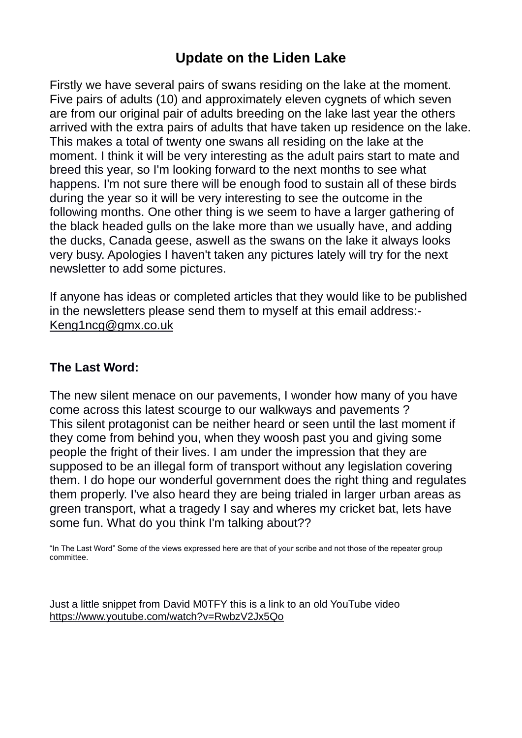## Update on the Liden Lake

Firstly we have several pairs of swans residing on the lake at the moment. Five pairs of adults (10) and approximately eleven cygnets of which seven are from our original pair of adults breeding on the lake last year the others arrived with the extra pairs of adults that have taken up residence on the lake. This makes a total of twenty one swans all residing on the lake at the moment. I think it will be very interesting as the adult pairs start to mate and breed this year, so I'm looking forward to the next months to see what happens. I'm not sure there will be enough food to sustain all of these birds during the year so it will be very interesting to see the outcome in the following months. One other thing is we seem to have a larger gathering of the black headed gulls on the lake more than we usually have, and adding the ducks, Canada geese, aswell as the swans on the lake it always looks very busy. Apologies I haven't taken any pictures lately will try for the next newsletter to add some pictures.

If anyone has ideas or completed articles that they would like to be published in the newsletters please send them to myself at this email address:- Keng1ncg@gmx.co.uk

**The Last Word:**

The new silent menace on our pavements, I wonder how many of you have come across this latest scourge to our walkways and pavements ?
This silent protagonist can be neither heard or seen until the last moment if they come from behind you, when they woosh past you and giving some people the fright of their lives. I am under the impression that they are supposed to be an illegal form of transport without any legislation covering them. I do hope our wonderful government does the right thing and regulates them properly. I've also heard they are being trialed in larger urban areas as green transport, what a tragedy I say and wheres my cricket bat, lets have some fun. What do you think I'm talking about??

"In The Last Word" Some of the views expressed here are that of your scribe and not those of the repeater group committee.

Just a little snippet from David M0TFY this is a link to an old YouTube video
https://www.youtube.com/watch?v=RwbzV2Jx5Qo